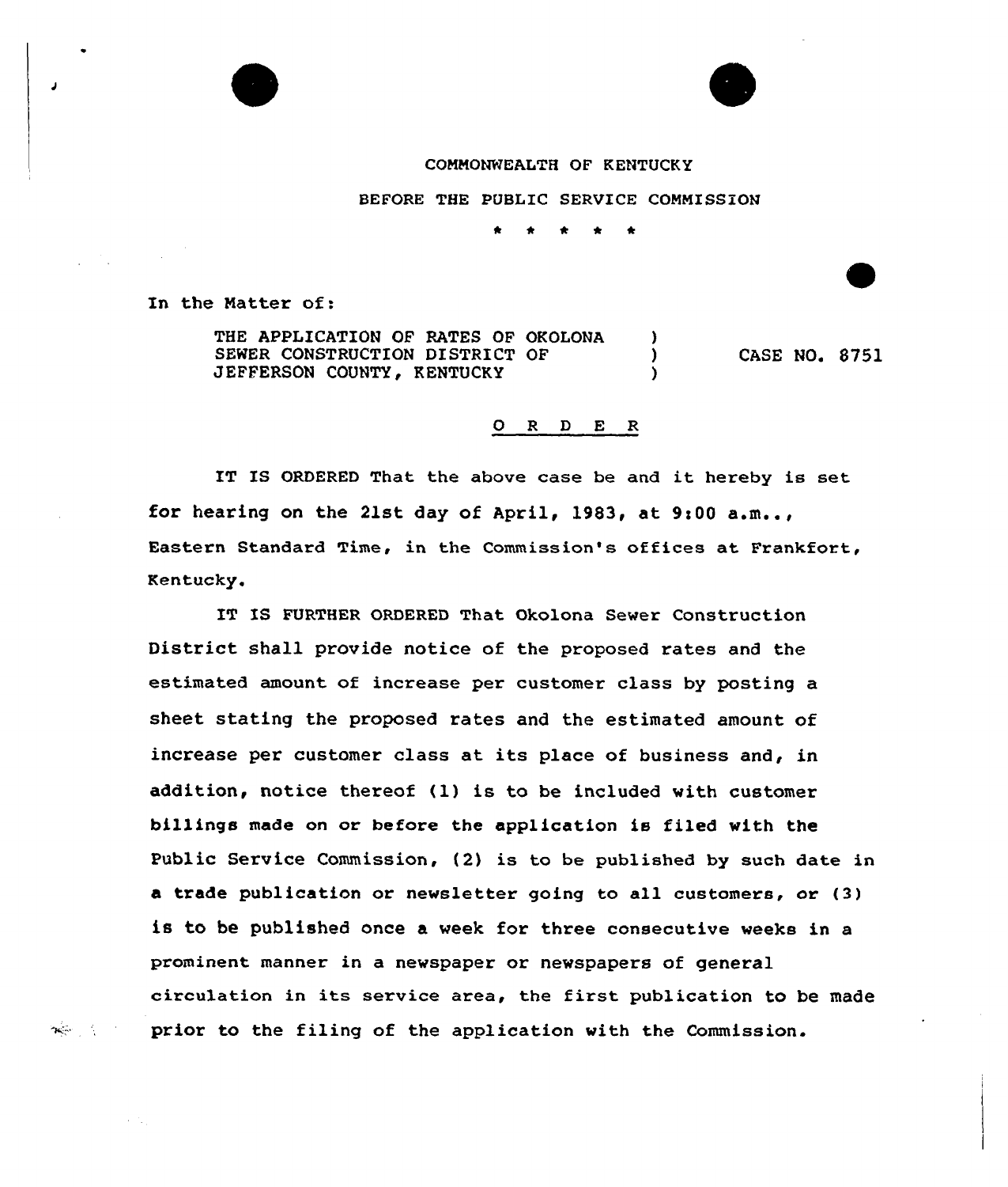COMMONWEALTH OF KENTUCKY

BEFORE THE PUBLIC SERVICE COMMISSION

\* \* \* \* \*

In the Matter of:

| | | |
|---|---|---|
| THE APPLICATION OF RATES OF OKOLONA SEWER CONSTRUCTION DISTRICT OF JEFFERSON COUNTY, KENTUCKY | ) ) ) | CASE NO. 8751 |

O R D E R

IT IS ORDERED That the above case be and it hereby is set for hearing on the 21st day of April, 1983, at 9:00 a.m.., Eastern Standard Time, in the Commission's offices at Frankfort, Kentucky.

IT IS FURTHER ORDERED That Okolona Sewer Construction District shall provide notice of the proposed rates and the estimated amount of increase per customer class by posting a sheet stating the proposed rates and the estimated amount of increase per customer class at its place of business and, in addition, notice thereof (1) is to be included with customer billings made on or before the application is filed with the Public Service Commission, (2) is to be published by such date in a trade publication or newsletter going to all customers, or (3) is to be published once a week for three consecutive weeks in a prominent manner in a newspaper or newspapers of general circulation in its service area, the first publication to be made prior to the filing of the application with the Commission.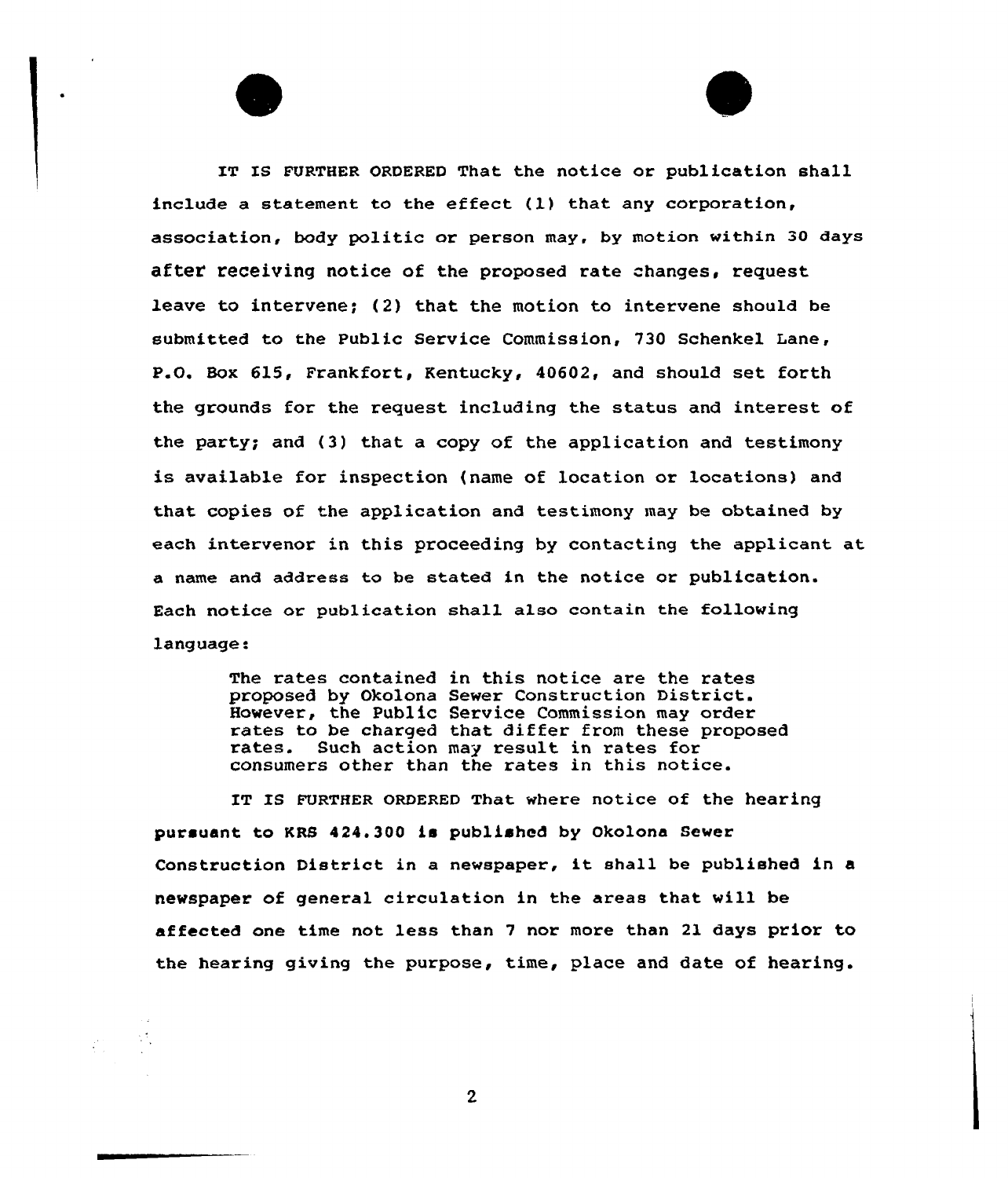IT IS FURTHER ORDERED That the notice or publication shall include a statement to the effect (1) that any corporation, association, body politic or person may, by motion within 30 days after receiving notice of the proposed rate changes, request leave to intervene; (2) that the motion to intervene should be submitted to the Public Service Commission, 730 Schenkel Lane, P.O. Box 615, Frankfort, Kentucky, 40602, and should set forth the grounds for the request including the status and interest of the party; and (3) that a copy of the application and testimony is available for inspection (name of location or locations) and that copies of the application and testimony may be obtained by each intervenor in this proceeding by contacting the applicant at a name and address to be stated in the notice or publication. Each notice or publication shall also contain the following language:

> The rates contained in this notice are the rates proposed by Okolona Sewer Construction District. However, the Public Service Commission may order rates to be charged that differ from these proposed rates. Such action may result in rates for consumers other than the rates in this notice.

IT IS FURTHER ORDERED That where notice of the hearing pursuant to KRS 424.300 is published by Okolona Sewer Construction District in a newspaper, it shall be published in a newspaper of general circulation in the areas that will be affected one time not less than 7 nor more than 21 days prior to the hearing giving the purpose, time, place and date of hearing.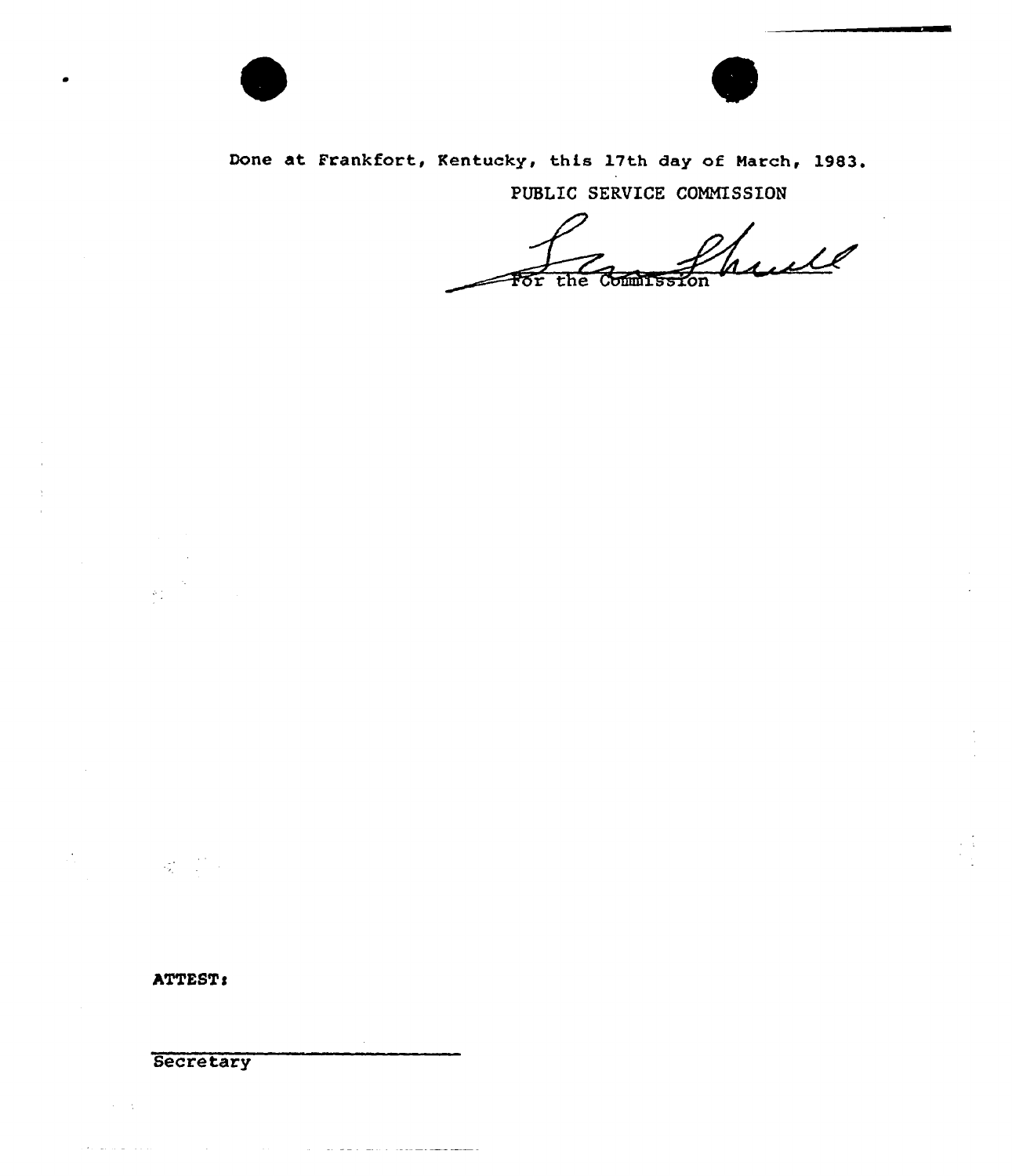Done at Frankfort, Kentucky, this 17th day of March, 1983.

PUBLIC SERVICE COMMISSION

For the Commission

ATTEST:

Secretary